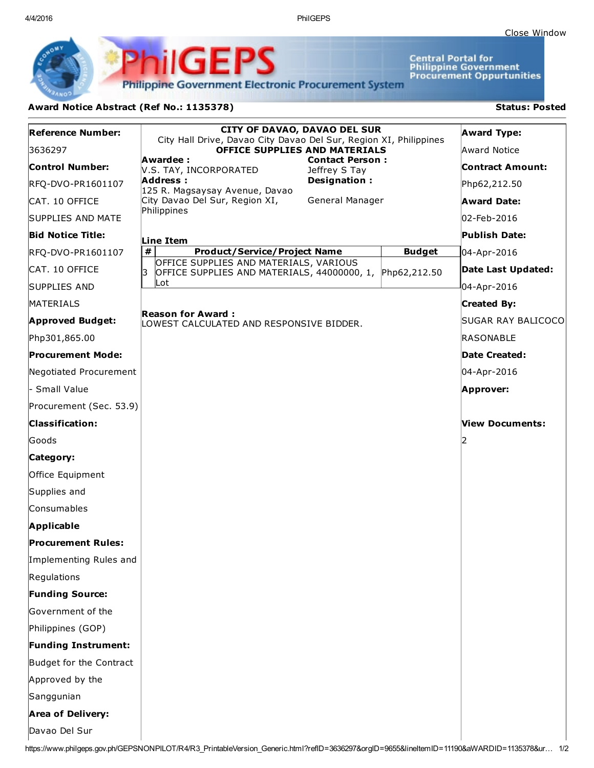Close Window

**PhilGEPS** — Philippine Government Electronic Procurement System

Central Portal for Philippine Government Procurement Oppurtunities

**Award Notice Abstract (Ref No.: 1135378)**

**Status: Posted**

**Reference Number:**
3636297

**Control Number:**
RFQ-DVO-PR1601107 CAT. 10 OFFICE SUPPLIES AND MATE

**Bid Notice Title:**
RFQ-DVO-PR1601107 CAT. 10 OFFICE SUPPLIES AND MATERIALS

**Approved Budget:**
Php301,865.00

**Procurement Mode:**
Negotiated Procurement - Small Value Procurement (Sec. 53.9)

**Classification:**
Goods

**Category:**
Office Equipment Supplies and Consumables

**Applicable Procurement Rules:**
Implementing Rules and Regulations

**Funding Source:**
Government of the Philippines (GOP)

**Funding Instrument:**
Budget for the Contract Approved by the Sanggunian

**Area of Delivery:**
Davao Del Sur

---

**CITY OF DAVAO, DAVAO DEL SUR**
City Hall Drive, Davao City Davao Del Sur, Region XI, Philippines
**OFFICE SUPPLIES AND MATERIALS**

**Awardee :**
V.S. TAY, INCORPORATED

**Address :**
125 R. Magsaysay Avenue, Davao City Davao Del Sur, Region XI, Philippines

**Contact Person :**
Jeffrey S Tay

**Designation :**
General Manager

**Line Item**

| # | Product/Service/Project Name | Budget |
|---|---|---|
| 3 | OFFICE SUPPLIES AND MATERIALS, VARIOUS OFFICE SUPPLIES AND MATERIALS, 44000000, 1, Lot | Php62,212.50 |

**Reason for Award :**
LOWEST CALCULATED AND RESPONSIVE BIDDER.

---

**Award Type:**
Award Notice

**Contract Amount:**
Php62,212.50

**Award Date:**
02-Feb-2016

**Publish Date:**
04-Apr-2016

**Date Last Updated:**
04-Apr-2016

**Created By:**
SUGAR RAY BALICOCO RASONABLE

**Date Created:**
04-Apr-2016

**Approver:**

**View Documents:**
2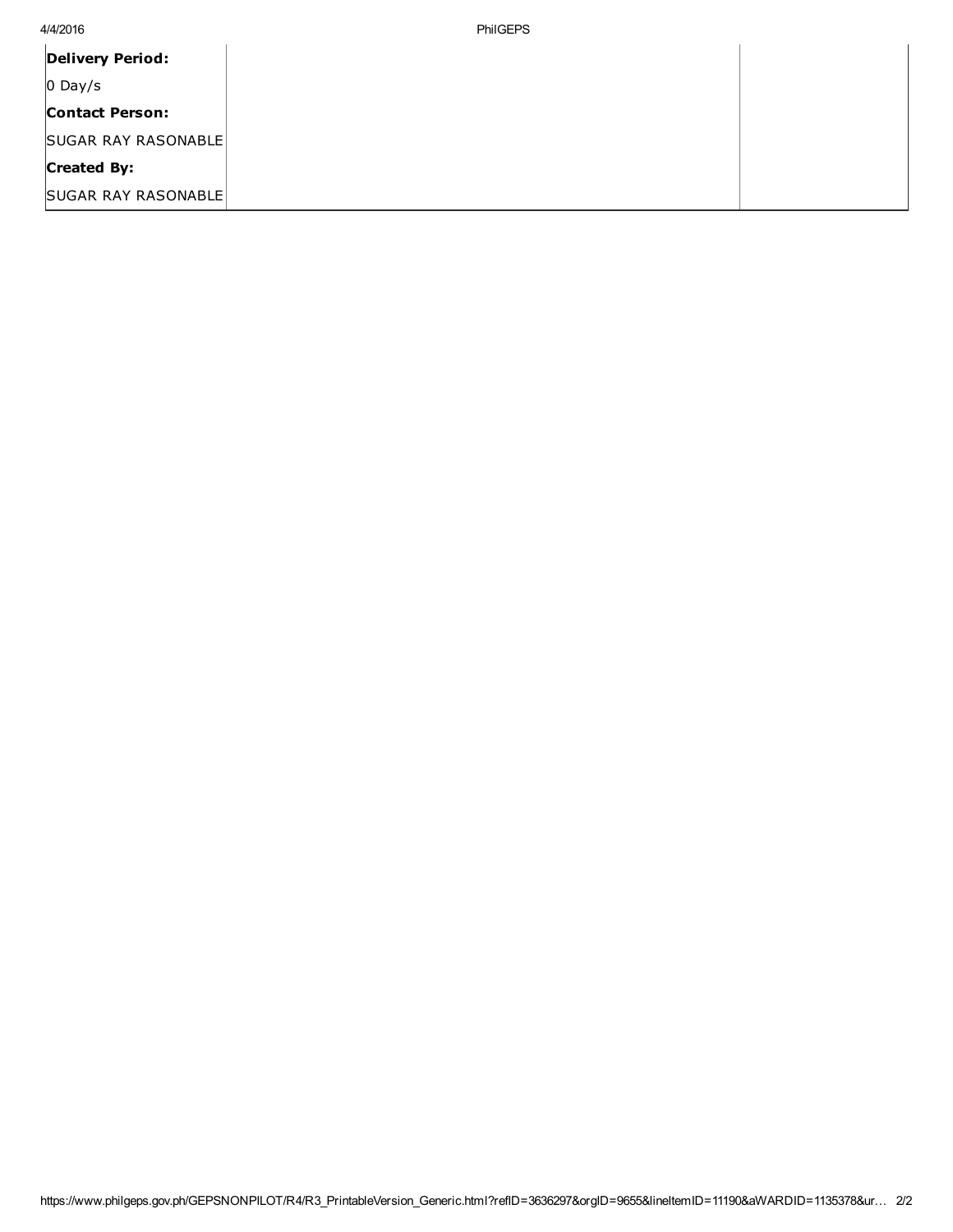| | | |
|---|---|---|
| **Delivery Period:** | | |
| 0 Day/s | | |
| **Contact Person:** | | |
| SUGAR RAY RASONABLE | | |
| **Created By:** | | |
| SUGAR RAY RASONABLE | | |